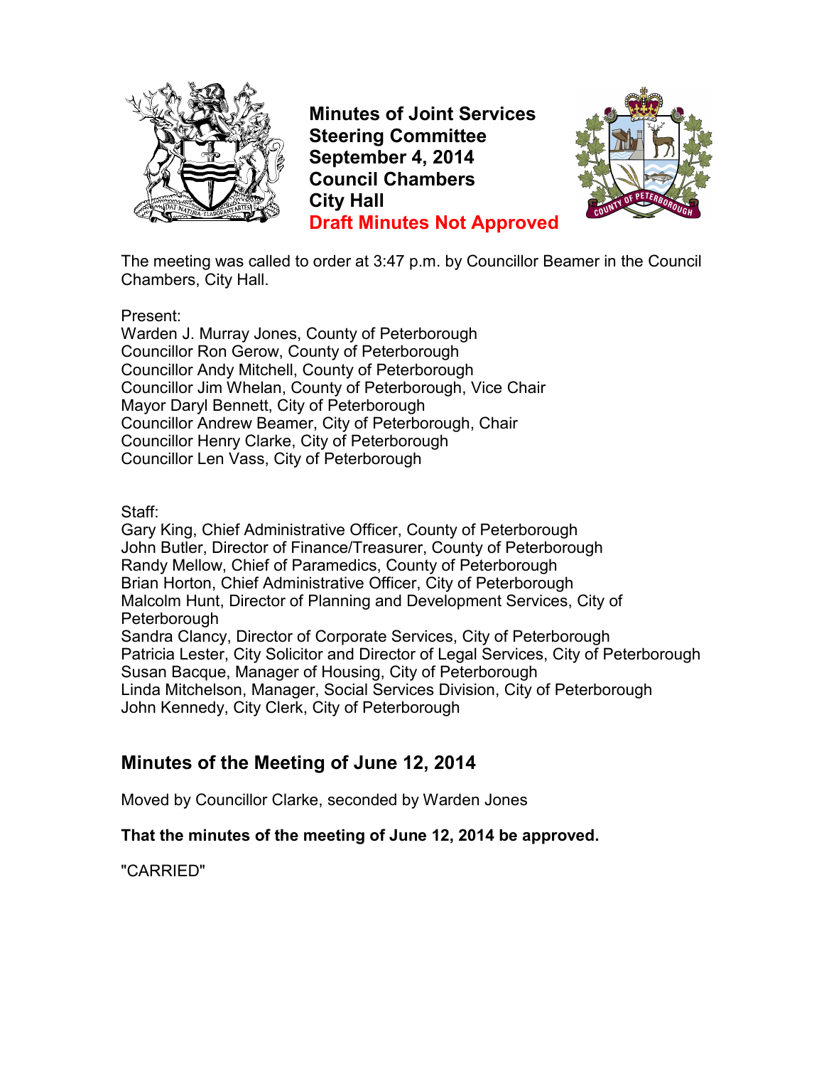# Minutes of Joint Services Steering Committee
# September 4, 2014
# Council Chambers
# City Hall
# Draft Minutes Not Approved

The meeting was called to order at 3:47 p.m. by Councillor Beamer in the Council Chambers, City Hall.

Present:
Warden J. Murray Jones, County of Peterborough
Councillor Ron Gerow, County of Peterborough
Councillor Andy Mitchell, County of Peterborough
Councillor Jim Whelan, County of Peterborough, Vice Chair
Mayor Daryl Bennett, City of Peterborough
Councillor Andrew Beamer, City of Peterborough, Chair
Councillor Henry Clarke, City of Peterborough
Councillor Len Vass, City of Peterborough

Staff:
Gary King, Chief Administrative Officer, County of Peterborough
John Butler, Director of Finance/Treasurer, County of Peterborough
Randy Mellow, Chief of Paramedics, County of Peterborough
Brian Horton, Chief Administrative Officer, City of Peterborough
Malcolm Hunt, Director of Planning and Development Services, City of Peterborough
Sandra Clancy, Director of Corporate Services, City of Peterborough
Patricia Lester, City Solicitor and Director of Legal Services, City of Peterborough
Susan Bacque, Manager of Housing, City of Peterborough
Linda Mitchelson, Manager, Social Services Division, City of Peterborough
John Kennedy, City Clerk, City of Peterborough

## Minutes of the Meeting of June 12, 2014

Moved by Councillor Clarke, seconded by Warden Jones

**That the minutes of the meeting of June 12, 2014 be approved.**

"CARRIED"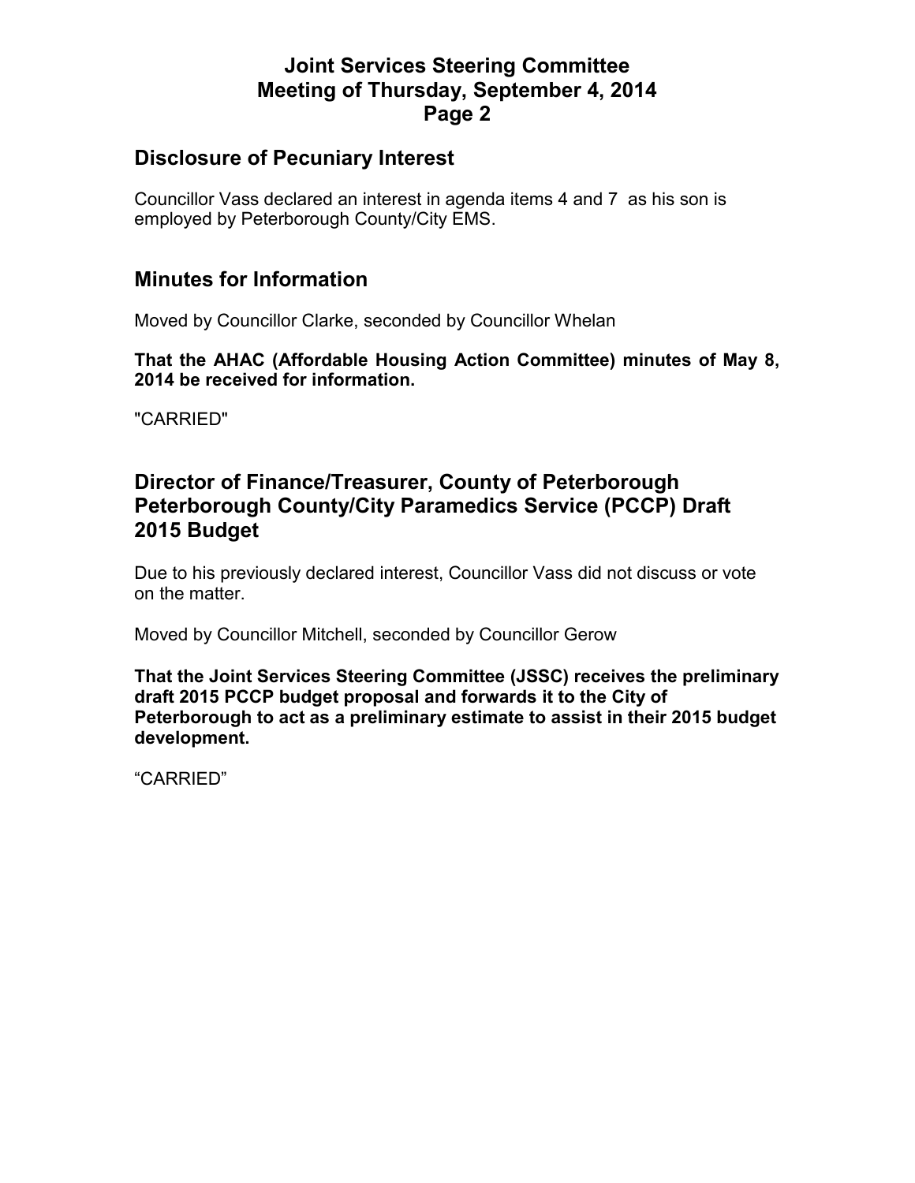## Disclosure of Pecuniary Interest

Councillor Vass declared an interest in agenda items 4 and 7 as his son is employed by Peterborough County/City EMS.

## Minutes for Information

Moved by Councillor Clarke, seconded by Councillor Whelan

**That the AHAC (Affordable Housing Action Committee) minutes of May 8, 2014 be received for information.**

"CARRIED"

## Director of Finance/Treasurer, County of Peterborough Peterborough County/City Paramedics Service (PCCP) Draft 2015 Budget

Due to his previously declared interest, Councillor Vass did not discuss or vote on the matter.

Moved by Councillor Mitchell, seconded by Councillor Gerow

**That the Joint Services Steering Committee (JSSC) receives the preliminary draft 2015 PCCP budget proposal and forwards it to the City of Peterborough to act as a preliminary estimate to assist in their 2015 budget development.**

"CARRIED"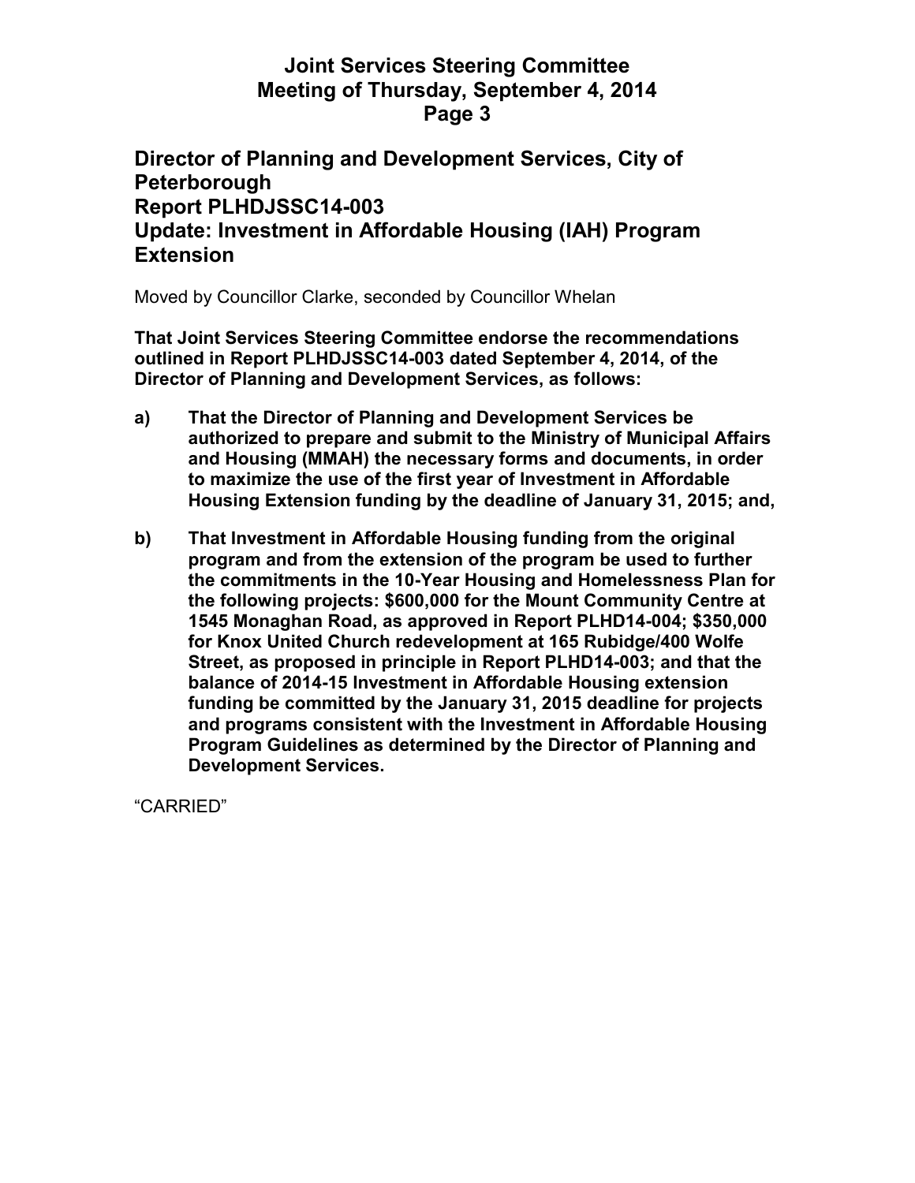## Director of Planning and Development Services, City of Peterborough
## Report PLHDJSSC14-003
## Update: Investment in Affordable Housing (IAH) Program Extension

Moved by Councillor Clarke, seconded by Councillor Whelan

**That Joint Services Steering Committee endorse the recommendations outlined in Report PLHDJSSC14-003 dated September 4, 2014, of the Director of Planning and Development Services, as follows:**

**a) That the Director of Planning and Development Services be authorized to prepare and submit to the Ministry of Municipal Affairs and Housing (MMAH) the necessary forms and documents, in order to maximize the use of the first year of Investment in Affordable Housing Extension funding by the deadline of January 31, 2015; and,**

**b) That Investment in Affordable Housing funding from the original program and from the extension of the program be used to further the commitments in the 10-Year Housing and Homelessness Plan for the following projects: $600,000 for the Mount Community Centre at 1545 Monaghan Road, as approved in Report PLHD14-004; $350,000 for Knox United Church redevelopment at 165 Rubidge/400 Wolfe Street, as proposed in principle in Report PLHD14-003; and that the balance of 2014-15 Investment in Affordable Housing extension funding be committed by the January 31, 2015 deadline for projects and programs consistent with the Investment in Affordable Housing Program Guidelines as determined by the Director of Planning and Development Services.**

"CARRIED"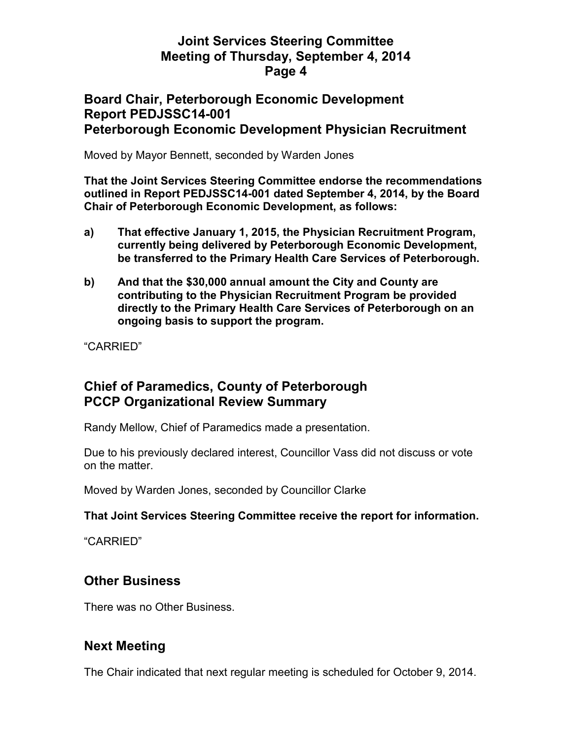## Board Chair, Peterborough Economic Development
## Report PEDJSSC14-001
## Peterborough Economic Development Physician Recruitment

Moved by Mayor Bennett, seconded by Warden Jones

**That the Joint Services Steering Committee endorse the recommendations outlined in Report PEDJSSC14-001 dated September 4, 2014, by the Board Chair of Peterborough Economic Development, as follows:**

**a) That effective January 1, 2015, the Physician Recruitment Program, currently being delivered by Peterborough Economic Development, be transferred to the Primary Health Care Services of Peterborough.**

**b) And that the $30,000 annual amount the City and County are contributing to the Physician Recruitment Program be provided directly to the Primary Health Care Services of Peterborough on an ongoing basis to support the program.**

"CARRIED"

## Chief of Paramedics, County of Peterborough
## PCCP Organizational Review Summary

Randy Mellow, Chief of Paramedics made a presentation.

Due to his previously declared interest, Councillor Vass did not discuss or vote on the matter.

Moved by Warden Jones, seconded by Councillor Clarke

**That Joint Services Steering Committee receive the report for information.**

"CARRIED"

## Other Business

There was no Other Business.

## Next Meeting

The Chair indicated that next regular meeting is scheduled for October 9, 2014.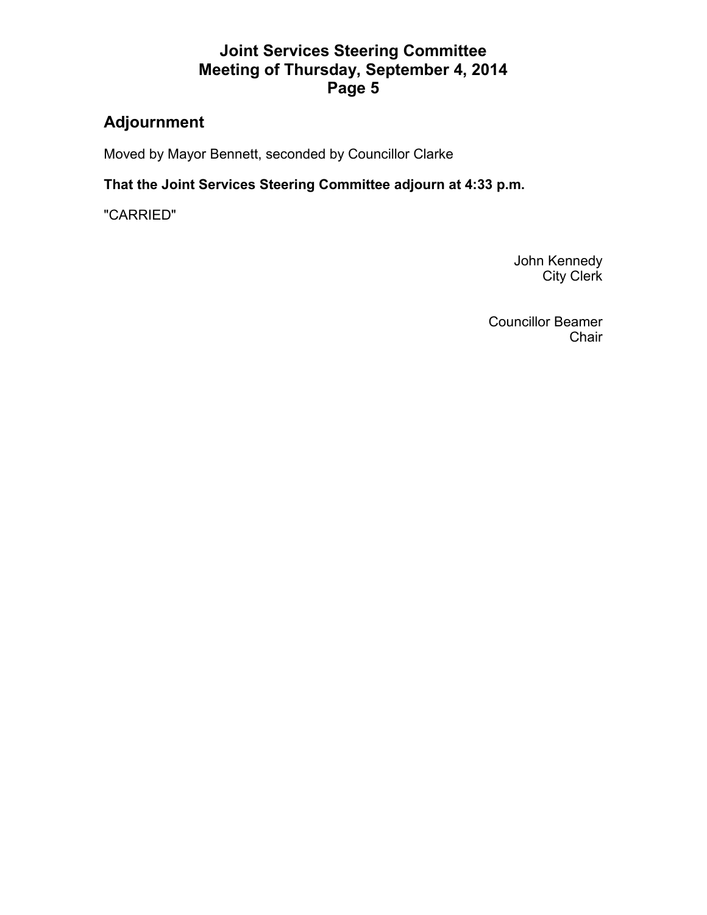## Adjournment

Moved by Mayor Bennett, seconded by Councillor Clarke

**That the Joint Services Steering Committee adjourn at 4:33 p.m.**

"CARRIED"

John Kennedy
City Clerk

Councillor Beamer
Chair